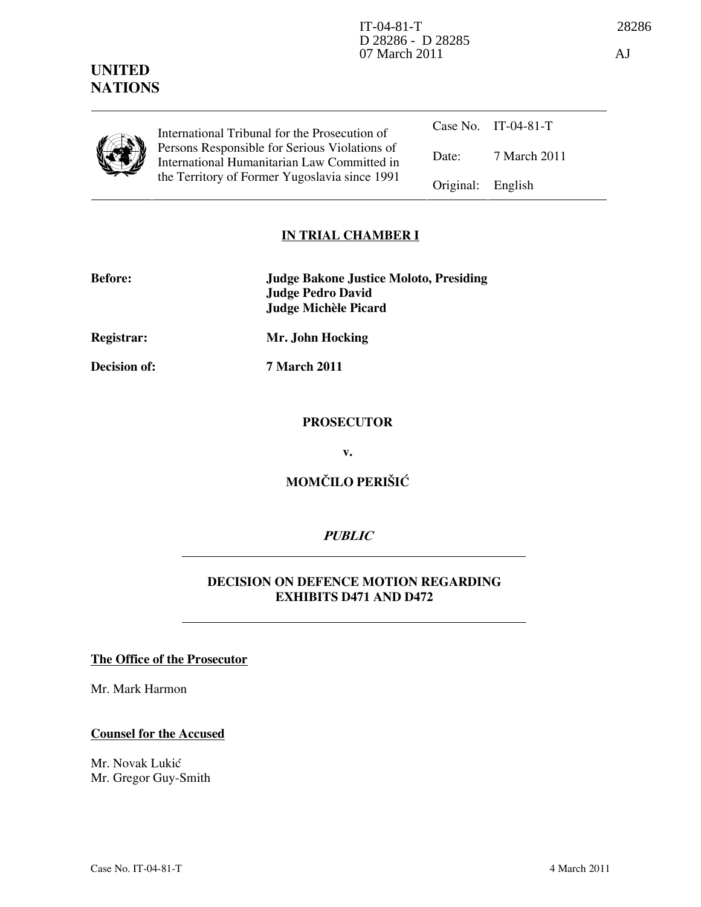IT-04-81-T
D 28286 - D 28285
07 March 2011

28286

AJ

**UNITED NATIONS**

| International Tribunal for the Prosecution of Persons Responsible for Serious Violations of International Humanitarian Law Committed in the Territory of Former Yugoslavia since 1991 | Case No. | IT-04-81-T |
|---|---|---|
| | Date: | 7 March 2011 |
| | Original: | English |

## IN TRIAL CHAMBER I

**Before:** **Judge Bakone Justice Moloto, Presiding**
**Judge Pedro David**
**Judge Michèle Picard**

**Registrar:** **Mr. John Hocking**

**Decision of:** **7 March 2011**

**PROSECUTOR**

**v.**

**MOMČILO PERIŠIĆ**

***PUBLIC***

**DECISION ON DEFENCE MOTION REGARDING EXHIBITS D471 AND D472**

**The Office of the Prosecutor**

Mr. Mark Harmon

**Counsel for the Accused**

Mr. Novak Lukić
Mr. Gregor Guy-Smith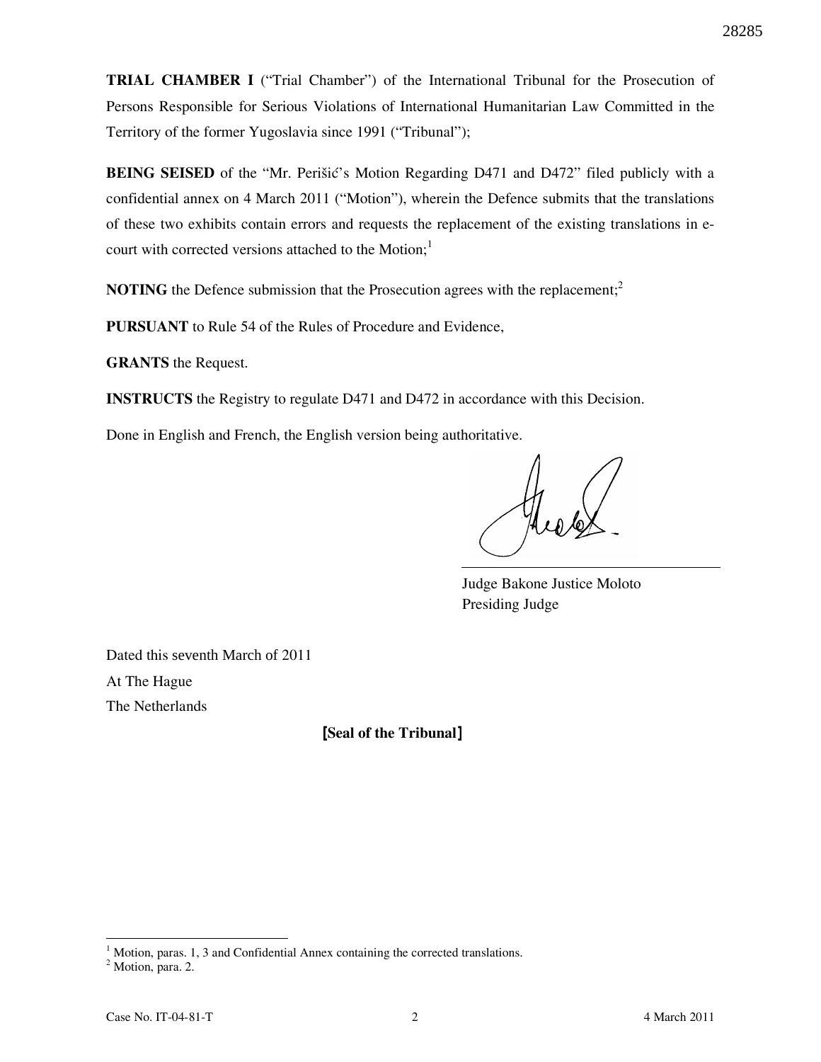**TRIAL CHAMBER I** ("Trial Chamber") of the International Tribunal for the Prosecution of Persons Responsible for Serious Violations of International Humanitarian Law Committed in the Territory of the former Yugoslavia since 1991 ("Tribunal");

**BEING SEISED** of the "Mr. Perišić's Motion Regarding D471 and D472" filed publicly with a confidential annex on 4 March 2011 ("Motion"), wherein the Defence submits that the translations of these two exhibits contain errors and requests the replacement of the existing translations in e-court with corrected versions attached to the Motion;[1]

**NOTING** the Defence submission that the Prosecution agrees with the replacement;[2]

**PURSUANT** to Rule 54 of the Rules of Procedure and Evidence,

**GRANTS** the Request.

**INSTRUCTS** the Registry to regulate D471 and D472 in accordance with this Decision.

Done in English and French, the English version being authoritative.

Judge Bakone Justice Moloto
Presiding Judge

Dated this seventh March of 2011
At The Hague
The Netherlands

**[Seal of the Tribunal]**

---

[1] Motion, paras. 1, 3 and Confidential Annex containing the corrected translations.
[2] Motion, para. 2.